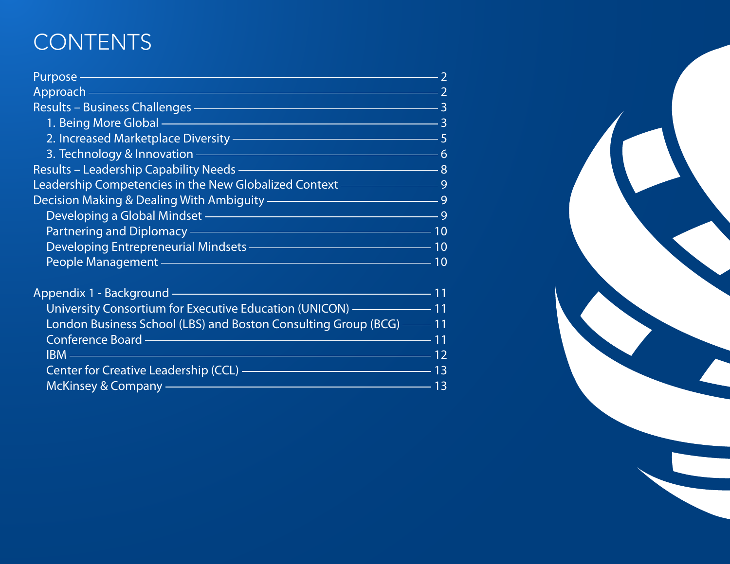# CONTENTS

- Purpose — 2
- Approach — 2
- Results – Business Challenges — 3
  - 1. Being More Global — 3
  - 2. Increased Marketplace Diversity — 5
  - 3. Technology & Innovation — 6
- Results – Leadership Capability Needs — 8
- Leadership Competencies in the New Globalized Context — 9
- Decision Making & Dealing With Ambiguity — 9
  - Developing a Global Mindset — 9
  - Partnering and Diplomacy — 10
  - Developing Entrepreneurial Mindsets — 10
  - People Management — 10

- Appendix 1 - Background — 11
  - University Consortium for Executive Education (UNICON) — 11
  - London Business School (LBS) and Boston Consulting Group (BCG) — 11
  - Conference Board — 11
  - IBM — 12
  - Center for Creative Leadership (CCL) — 13
  - McKinsey & Company — 13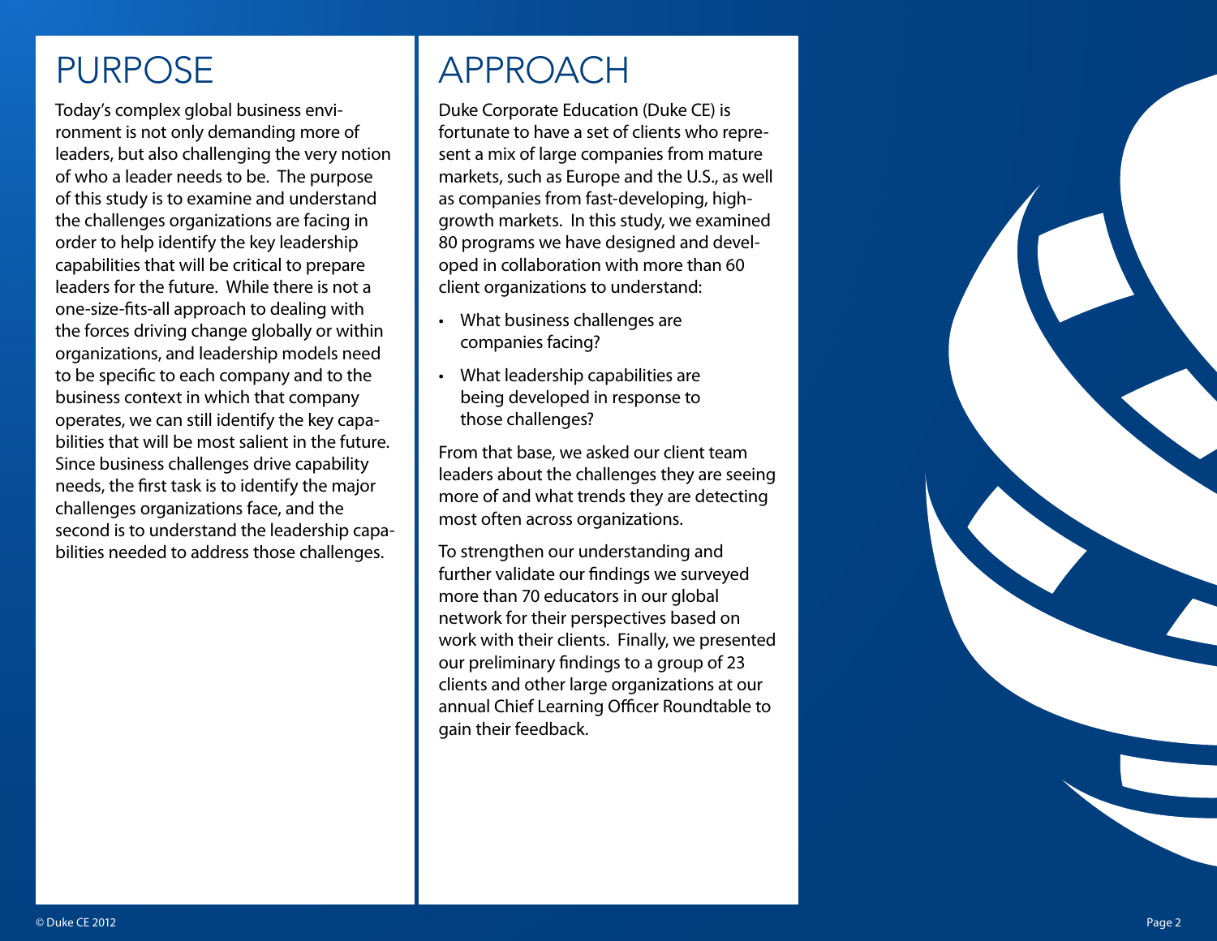# PURPOSE

Today's complex global business environment is not only demanding more of leaders, but also challenging the very notion of who a leader needs to be. The purpose of this study is to examine and understand the challenges organizations are facing in order to help identify the key leadership capabilities that will be critical to prepare leaders for the future. While there is not a one-size-fits-all approach to dealing with the forces driving change globally or within organizations, and leadership models need to be specific to each company and to the business context in which that company operates, we can still identify the key capabilities that will be most salient in the future. Since business challenges drive capability needs, the first task is to identify the major challenges organizations face, and the second is to understand the leadership capabilities needed to address those challenges.

# APPROACH

Duke Corporate Education (Duke CE) is fortunate to have a set of clients who represent a mix of large companies from mature markets, such as Europe and the U.S., as well as companies from fast-developing, high-growth markets. In this study, we examined 80 programs we have designed and developed in collaboration with more than 60 client organizations to understand:

- What business challenges are companies facing?
- What leadership capabilities are being developed in response to those challenges?

From that base, we asked our client team leaders about the challenges they are seeing more of and what trends they are detecting most often across organizations.

To strengthen our understanding and further validate our findings we surveyed more than 70 educators in our global network for their perspectives based on work with their clients. Finally, we presented our preliminary findings to a group of 23 clients and other large organizations at our annual Chief Learning Officer Roundtable to gain their feedback.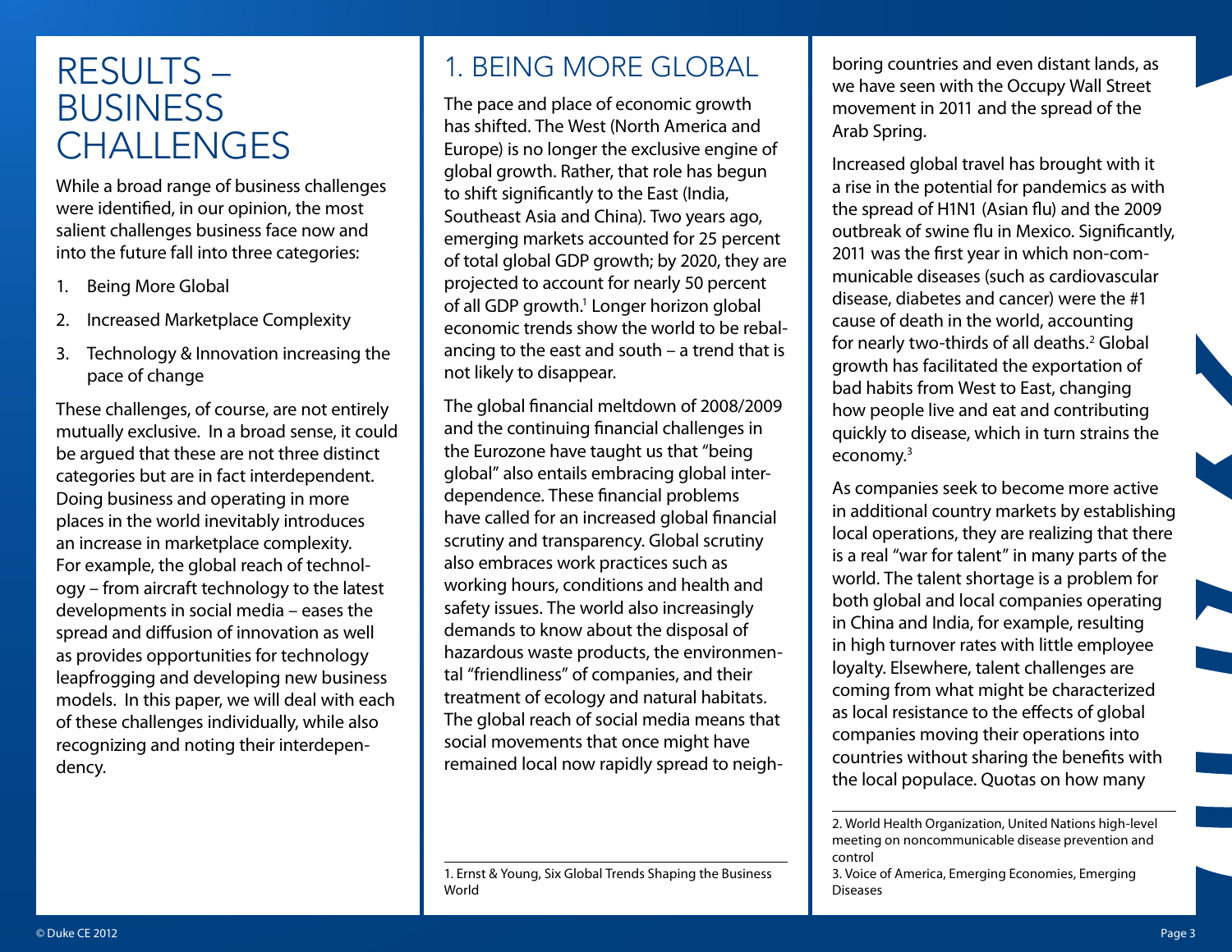# RESULTS – BUSINESS CHALLENGES

While a broad range of business challenges were identified, in our opinion, the most salient challenges business face now and into the future fall into three categories:

1. Being More Global
2. Increased Marketplace Complexity
3. Technology & Innovation increasing the pace of change

These challenges, of course, are not entirely mutually exclusive. In a broad sense, it could be argued that these are not three distinct categories but are in fact interdependent. Doing business and operating in more places in the world inevitably introduces an increase in marketplace complexity. For example, the global reach of technology – from aircraft technology to the latest developments in social media – eases the spread and diffusion of innovation as well as provides opportunities for technology leapfrogging and developing new business models. In this paper, we will deal with each of these challenges individually, while also recognizing and noting their interdependency.

## 1. BEING MORE GLOBAL

The pace and place of economic growth has shifted. The West (North America and Europe) is no longer the exclusive engine of global growth. Rather, that role has begun to shift significantly to the East (India, Southeast Asia and China). Two years ago, emerging markets accounted for 25 percent of total global GDP growth; by 2020, they are projected to account for nearly 50 percent of all GDP growth.[1] Longer horizon global economic trends show the world to be rebalancing to the east and south – a trend that is not likely to disappear.

The global financial meltdown of 2008/2009 and the continuing financial challenges in the Eurozone have taught us that "being global" also entails embracing global interdependence. These financial problems have called for an increased global financial scrutiny and transparency. Global scrutiny also embraces work practices such as working hours, conditions and health and safety issues. The world also increasingly demands to know about the disposal of hazardous waste products, the environmental "friendliness" of companies, and their treatment of ecology and natural habitats. The global reach of social media means that social movements that once might have remained local now rapidly spread to neighboring countries and even distant lands, as we have seen with the Occupy Wall Street movement in 2011 and the spread of the Arab Spring.

Increased global travel has brought with it a rise in the potential for pandemics as with the spread of H1N1 (Asian flu) and the 2009 outbreak of swine flu in Mexico. Significantly, 2011 was the first year in which non-communicable diseases (such as cardiovascular disease, diabetes and cancer) were the #1 cause of death in the world, accounting for nearly two-thirds of all deaths.[2] Global growth has facilitated the exportation of bad habits from West to East, changing how people live and eat and contributing quickly to disease, which in turn strains the economy.[3]

As companies seek to become more active in additional country markets by establishing local operations, they are realizing that there is a real "war for talent" in many parts of the world. The talent shortage is a problem for both global and local companies operating in China and India, for example, resulting in high turnover rates with little employee loyalty. Elsewhere, talent challenges are coming from what might be characterized as local resistance to the effects of global companies moving their operations into countries without sharing the benefits with the local populace. Quotas on how many

---

1. Ernst & Young, Six Global Trends Shaping the Business World

2. World Health Organization, United Nations high-level meeting on noncommunicable disease prevention and control

3. Voice of America, Emerging Economies, Emerging Diseases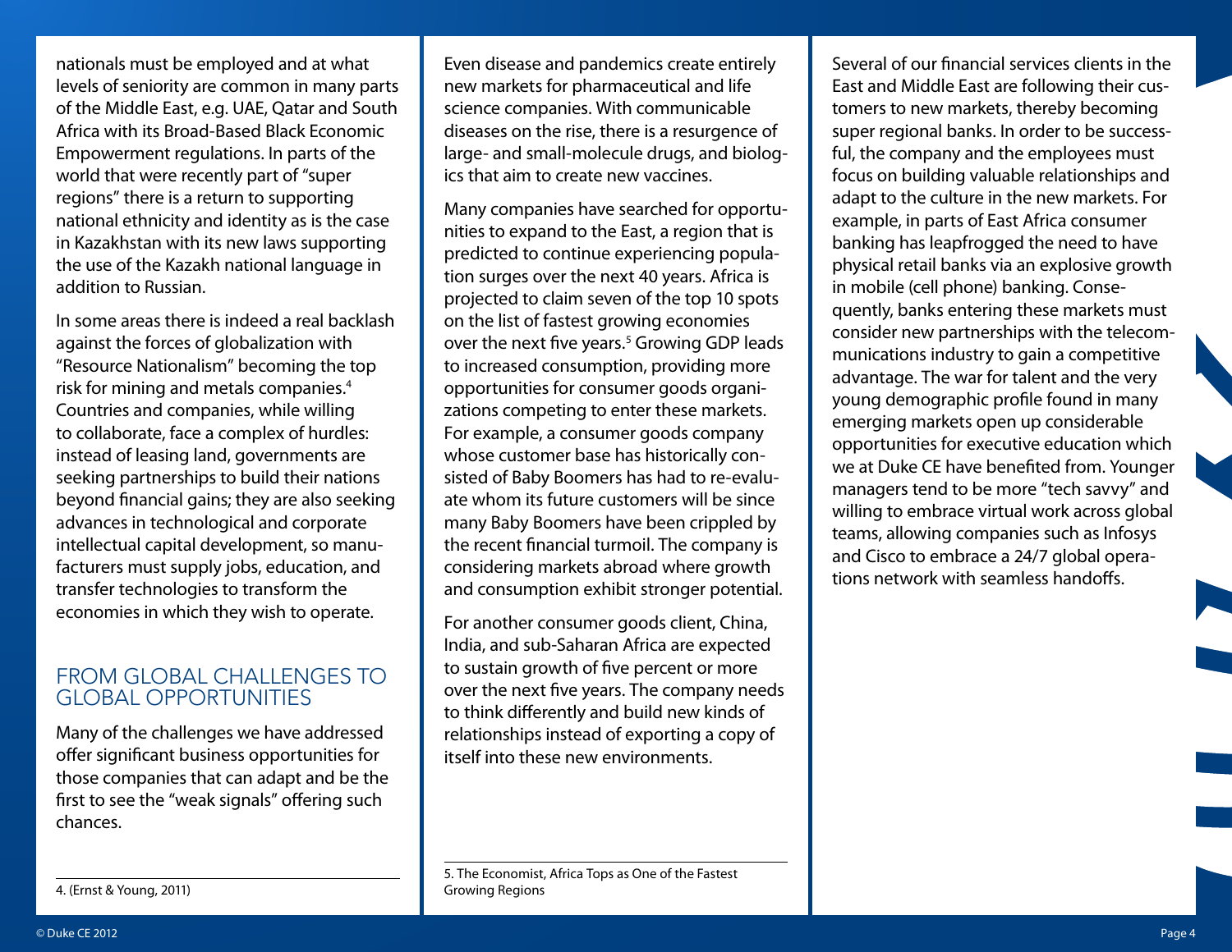nationals must be employed and at what levels of seniority are common in many parts of the Middle East, e.g. UAE, Qatar and South Africa with its Broad-Based Black Economic Empowerment regulations. In parts of the world that were recently part of "super regions" there is a return to supporting national ethnicity and identity as is the case in Kazakhstan with its new laws supporting the use of the Kazakh national language in addition to Russian.

In some areas there is indeed a real backlash against the forces of globalization with "Resource Nationalism" becoming the top risk for mining and metals companies.[4] Countries and companies, while willing to collaborate, face a complex of hurdles: instead of leasing land, governments are seeking partnerships to build their nations beyond financial gains; they are also seeking advances in technological and corporate intellectual capital development, so manufacturers must supply jobs, education, and transfer technologies to transform the economies in which they wish to operate.

## FROM GLOBAL CHALLENGES TO GLOBAL OPPORTUNITIES

Many of the challenges we have addressed offer significant business opportunities for those companies that can adapt and be the first to see the "weak signals" offering such chances.

Even disease and pandemics create entirely new markets for pharmaceutical and life science companies. With communicable diseases on the rise, there is a resurgence of large- and small-molecule drugs, and biologics that aim to create new vaccines.

Many companies have searched for opportunities to expand to the East, a region that is predicted to continue experiencing population surges over the next 40 years. Africa is projected to claim seven of the top 10 spots on the list of fastest growing economies over the next five years.[5] Growing GDP leads to increased consumption, providing more opportunities for consumer goods organizations competing to enter these markets. For example, a consumer goods company whose customer base has historically consisted of Baby Boomers has had to re-evaluate whom its future customers will be since many Baby Boomers have been crippled by the recent financial turmoil. The company is considering markets abroad where growth and consumption exhibit stronger potential.

For another consumer goods client, China, India, and sub-Saharan Africa are expected to sustain growth of five percent or more over the next five years. The company needs to think differently and build new kinds of relationships instead of exporting a copy of itself into these new environments.

Several of our financial services clients in the East and Middle East are following their customers to new markets, thereby becoming super regional banks. In order to be successful, the company and the employees must focus on building valuable relationships and adapt to the culture in the new markets. For example, in parts of East Africa consumer banking has leapfrogged the need to have physical retail banks via an explosive growth in mobile (cell phone) banking. Consequently, banks entering these markets must consider new partnerships with the telecommunications industry to gain a competitive advantage. The war for talent and the very young demographic profile found in many emerging markets open up considerable opportunities for executive education which we at Duke CE have benefited from. Younger managers tend to be more "tech savvy" and willing to embrace virtual work across global teams, allowing companies such as Infosys and Cisco to embrace a 24/7 global operations network with seamless handoffs.

---

4. (Ernst & Young, 2011)

5. The Economist, Africa Tops as One of the Fastest Growing Regions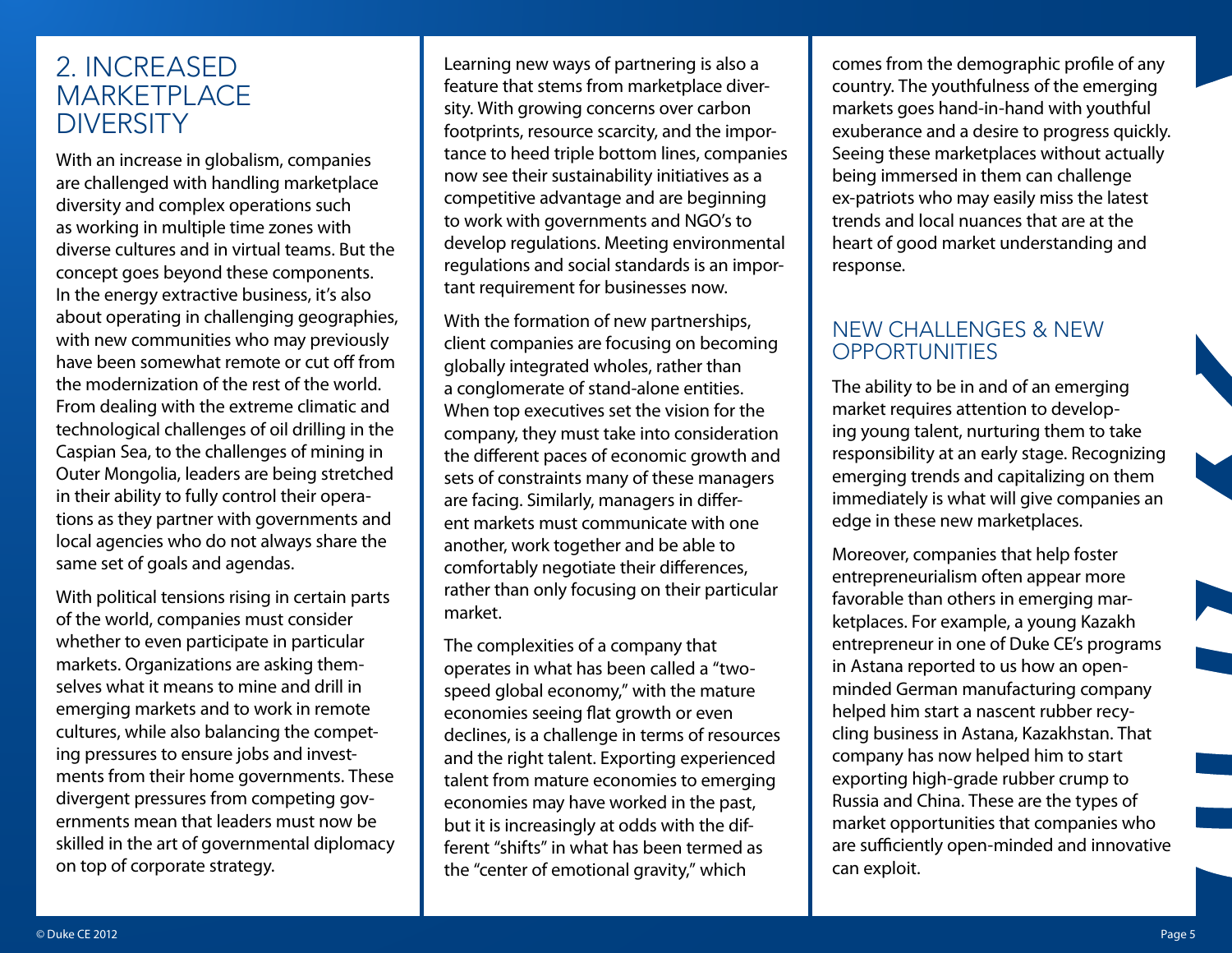## 2. INCREASED MARKETPLACE DIVERSITY

With an increase in globalism, companies are challenged with handling marketplace diversity and complex operations such as working in multiple time zones with diverse cultures and in virtual teams. But the concept goes beyond these components. In the energy extractive business, it's also about operating in challenging geographies, with new communities who may previously have been somewhat remote or cut off from the modernization of the rest of the world. From dealing with the extreme climatic and technological challenges of oil drilling in the Caspian Sea, to the challenges of mining in Outer Mongolia, leaders are being stretched in their ability to fully control their operations as they partner with governments and local agencies who do not always share the same set of goals and agendas.

With political tensions rising in certain parts of the world, companies must consider whether to even participate in particular markets. Organizations are asking themselves what it means to mine and drill in emerging markets and to work in remote cultures, while also balancing the competing pressures to ensure jobs and investments from their home governments. These divergent pressures from competing governments mean that leaders must now be skilled in the art of governmental diplomacy on top of corporate strategy.

Learning new ways of partnering is also a feature that stems from marketplace diversity. With growing concerns over carbon footprints, resource scarcity, and the importance to heed triple bottom lines, companies now see their sustainability initiatives as a competitive advantage and are beginning to work with governments and NGO's to develop regulations. Meeting environmental regulations and social standards is an important requirement for businesses now.

With the formation of new partnerships, client companies are focusing on becoming globally integrated wholes, rather than a conglomerate of stand-alone entities. When top executives set the vision for the company, they must take into consideration the different paces of economic growth and sets of constraints many of these managers are facing. Similarly, managers in different markets must communicate with one another, work together and be able to comfortably negotiate their differences, rather than only focusing on their particular market.

The complexities of a company that operates in what has been called a "two-speed global economy," with the mature economies seeing flat growth or even declines, is a challenge in terms of resources and the right talent. Exporting experienced talent from mature economies to emerging economies may have worked in the past, but it is increasingly at odds with the different "shifts" in what has been termed as the "center of emotional gravity," which comes from the demographic profile of any country. The youthfulness of the emerging markets goes hand-in-hand with youthful exuberance and a desire to progress quickly. Seeing these marketplaces without actually being immersed in them can challenge ex-patriots who may easily miss the latest trends and local nuances that are at the heart of good market understanding and response.

### NEW CHALLENGES & NEW OPPORTUNITIES

The ability to be in and of an emerging market requires attention to developing young talent, nurturing them to take responsibility at an early stage. Recognizing emerging trends and capitalizing on them immediately is what will give companies an edge in these new marketplaces.

Moreover, companies that help foster entrepreneurialism often appear more favorable than others in emerging marketplaces. For example, a young Kazakh entrepreneur in one of Duke CE's programs in Astana reported to us how an open-minded German manufacturing company helped him start a nascent rubber recycling business in Astana, Kazakhstan. That company has now helped him to start exporting high-grade rubber crump to Russia and China. These are the types of market opportunities that companies who are sufficiently open-minded and innovative can exploit.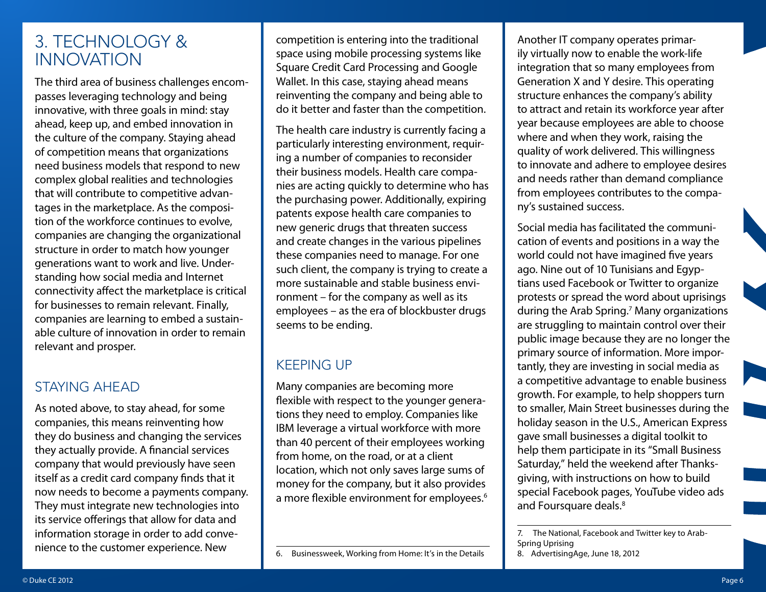## 3. TECHNOLOGY & INNOVATION

The third area of business challenges encompasses leveraging technology and being innovative, with three goals in mind: stay ahead, keep up, and embed innovation in the culture of the company. Staying ahead of competition means that organizations need business models that respond to new complex global realities and technologies that will contribute to competitive advantages in the marketplace. As the composition of the workforce continues to evolve, companies are changing the organizational structure in order to match how younger generations want to work and live. Understanding how social media and Internet connectivity affect the marketplace is critical for businesses to remain relevant. Finally, companies are learning to embed a sustainable culture of innovation in order to remain relevant and prosper.

### STAYING AHEAD

As noted above, to stay ahead, for some companies, this means reinventing how they do business and changing the services they actually provide. A financial services company that would previously have seen itself as a credit card company finds that it now needs to become a payments company. They must integrate new technologies into its service offerings that allow for data and information storage in order to add convenience to the customer experience. New competition is entering into the traditional space using mobile processing systems like Square Credit Card Processing and Google Wallet. In this case, staying ahead means reinventing the company and being able to do it better and faster than the competition.

The health care industry is currently facing a particularly interesting environment, requiring a number of companies to reconsider their business models. Health care companies are acting quickly to determine who has the purchasing power. Additionally, expiring patents expose health care companies to new generic drugs that threaten success and create changes in the various pipelines these companies need to manage. For one such client, the company is trying to create a more sustainable and stable business environment – for the company as well as its employees – as the era of blockbuster drugs seems to be ending.

### KEEPING UP

Many companies are becoming more flexible with respect to the younger generations they need to employ. Companies like IBM leverage a virtual workforce with more than 40 percent of their employees working from home, on the road, or at a client location, which not only saves large sums of money for the company, but it also provides a more flexible environment for employees.[6]

Another IT company operates primarily virtually now to enable the work-life integration that so many employees from Generation X and Y desire. This operating structure enhances the company's ability to attract and retain its workforce year after year because employees are able to choose where and when they work, raising the quality of work delivered. This willingness to innovate and adhere to employee desires and needs rather than demand compliance from employees contributes to the company's sustained success.

Social media has facilitated the communication of events and positions in a way the world could not have imagined five years ago. Nine out of 10 Tunisians and Egyptians used Facebook or Twitter to organize protests or spread the word about uprisings during the Arab Spring.[7] Many organizations are struggling to maintain control over their public image because they are no longer the primary source of information. More importantly, they are investing in social media as a competitive advantage to enable business growth. For example, to help shoppers turn to smaller, Main Street businesses during the holiday season in the U.S., American Express gave small businesses a digital toolkit to help them participate in its "Small Business Saturday," held the weekend after Thanksgiving, with instructions on how to build special Facebook pages, YouTube video ads and Foursquare deals.[8]

---

6. Businessweek, Working from Home: It's in the Details

7. The National, Facebook and Twitter key to Arab-Spring Uprising

8. AdvertisingAge, June 18, 2012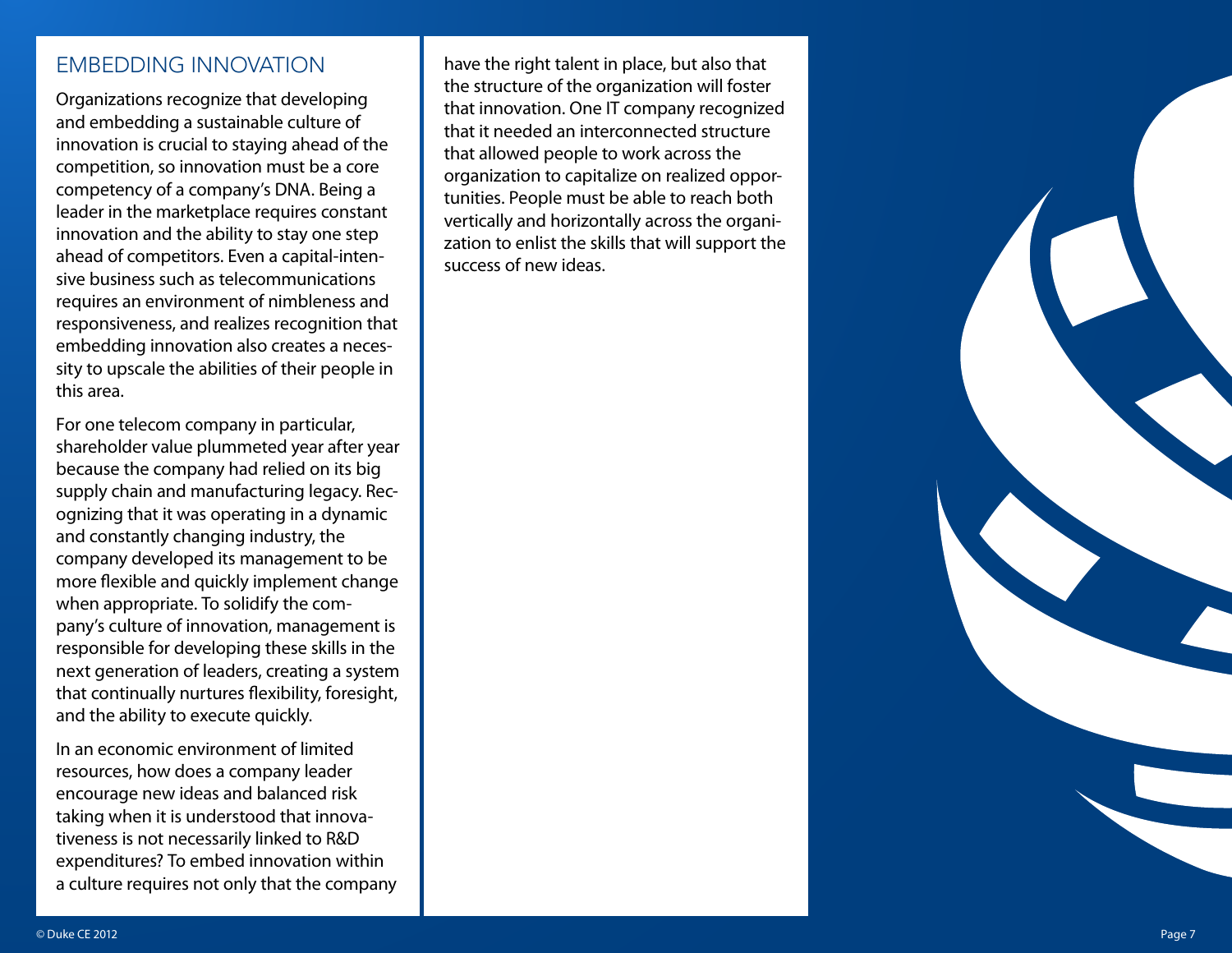## EMBEDDING INNOVATION

Organizations recognize that developing and embedding a sustainable culture of innovation is crucial to staying ahead of the competition, so innovation must be a core competency of a company's DNA. Being a leader in the marketplace requires constant innovation and the ability to stay one step ahead of competitors. Even a capital-intensive business such as telecommunications requires an environment of nimbleness and responsiveness, and realizes recognition that embedding innovation also creates a necessity to upscale the abilities of their people in this area.

For one telecom company in particular, shareholder value plummeted year after year because the company had relied on its big supply chain and manufacturing legacy. Recognizing that it was operating in a dynamic and constantly changing industry, the company developed its management to be more flexible and quickly implement change when appropriate. To solidify the company's culture of innovation, management is responsible for developing these skills in the next generation of leaders, creating a system that continually nurtures flexibility, foresight, and the ability to execute quickly.

In an economic environment of limited resources, how does a company leader encourage new ideas and balanced risk taking when it is understood that innovativeness is not necessarily linked to R&D expenditures? To embed innovation within a culture requires not only that the company have the right talent in place, but also that the structure of the organization will foster that innovation. One IT company recognized that it needed an interconnected structure that allowed people to work across the organization to capitalize on realized opportunities. People must be able to reach both vertically and horizontally across the organization to enlist the skills that will support the success of new ideas.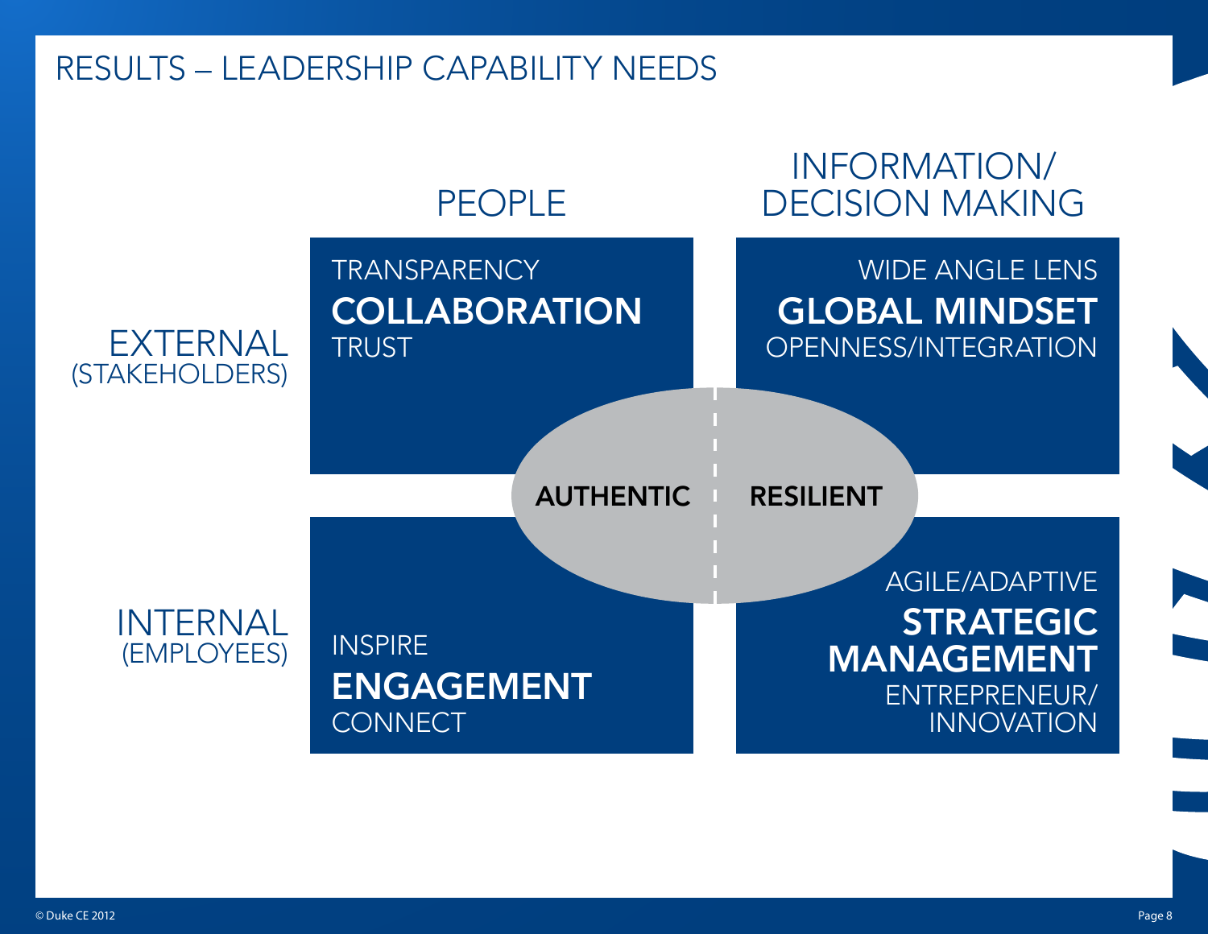# RESULTS – LEADERSHIP CAPABILITY NEEDS

| | PEOPLE | INFORMATION/ DECISION MAKING |
| --- | --- | --- |
| EXTERNAL (STAKEHOLDERS) | TRANSPARENCY **COLLABORATION** TRUST | WIDE ANGLE LENS **GLOBAL MINDSET** OPENNESS/INTEGRATION |
| INTERNAL (EMPLOYEES) | INSPIRE **ENGAGEMENT** CONNECT | AGILE/ADAPTIVE **STRATEGIC MANAGEMENT** ENTREPRENEUR/ INNOVATION |

**AUTHENTIC** | **RESILIENT**

© Duke CE 2012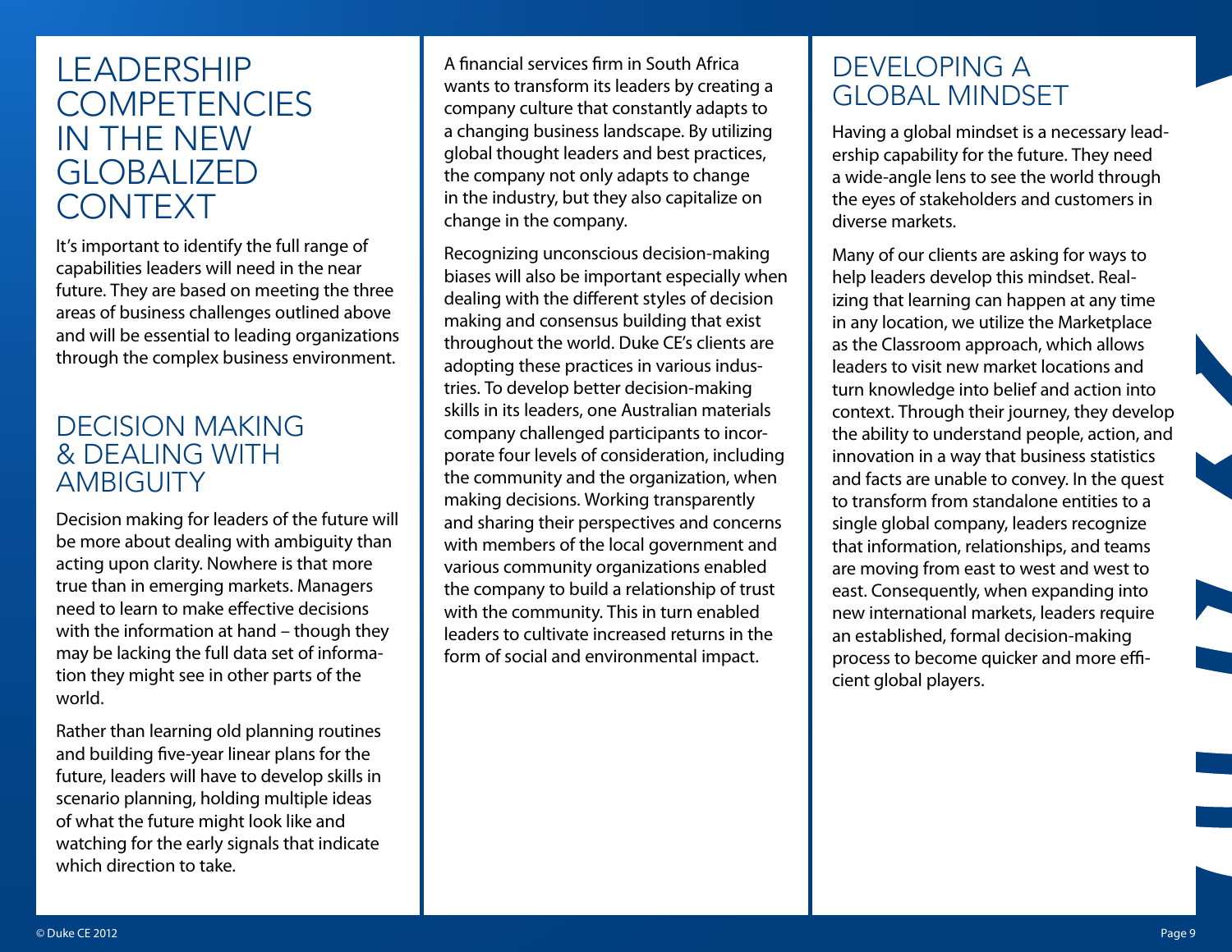# LEADERSHIP COMPETENCIES IN THE NEW GLOBALIZED CONTEXT

It's important to identify the full range of capabilities leaders will need in the near future. They are based on meeting the three areas of business challenges outlined above and will be essential to leading organizations through the complex business environment.

## DECISION MAKING & DEALING WITH AMBIGUITY

Decision making for leaders of the future will be more about dealing with ambiguity than acting upon clarity. Nowhere is that more true than in emerging markets. Managers need to learn to make effective decisions with the information at hand – though they may be lacking the full data set of information they might see in other parts of the world.

Rather than learning old planning routines and building five-year linear plans for the future, leaders will have to develop skills in scenario planning, holding multiple ideas of what the future might look like and watching for the early signals that indicate which direction to take.

A financial services firm in South Africa wants to transform its leaders by creating a company culture that constantly adapts to a changing business landscape. By utilizing global thought leaders and best practices, the company not only adapts to change in the industry, but they also capitalize on change in the company.

Recognizing unconscious decision-making biases will also be important especially when dealing with the different styles of decision making and consensus building that exist throughout the world. Duke CE's clients are adopting these practices in various industries. To develop better decision-making skills in its leaders, one Australian materials company challenged participants to incorporate four levels of consideration, including the community and the organization, when making decisions. Working transparently and sharing their perspectives and concerns with members of the local government and various community organizations enabled the company to build a relationship of trust with the community. This in turn enabled leaders to cultivate increased returns in the form of social and environmental impact.

## DEVELOPING A GLOBAL MINDSET

Having a global mindset is a necessary leadership capability for the future. They need a wide-angle lens to see the world through the eyes of stakeholders and customers in diverse markets.

Many of our clients are asking for ways to help leaders develop this mindset. Realizing that learning can happen at any time in any location, we utilize the Marketplace as the Classroom approach, which allows leaders to visit new market locations and turn knowledge into belief and action into context. Through their journey, they develop the ability to understand people, action, and innovation in a way that business statistics and facts are unable to convey. In the quest to transform from standalone entities to a single global company, leaders recognize that information, relationships, and teams are moving from east to west and west to east. Consequently, when expanding into new international markets, leaders require an established, formal decision-making process to become quicker and more efficient global players.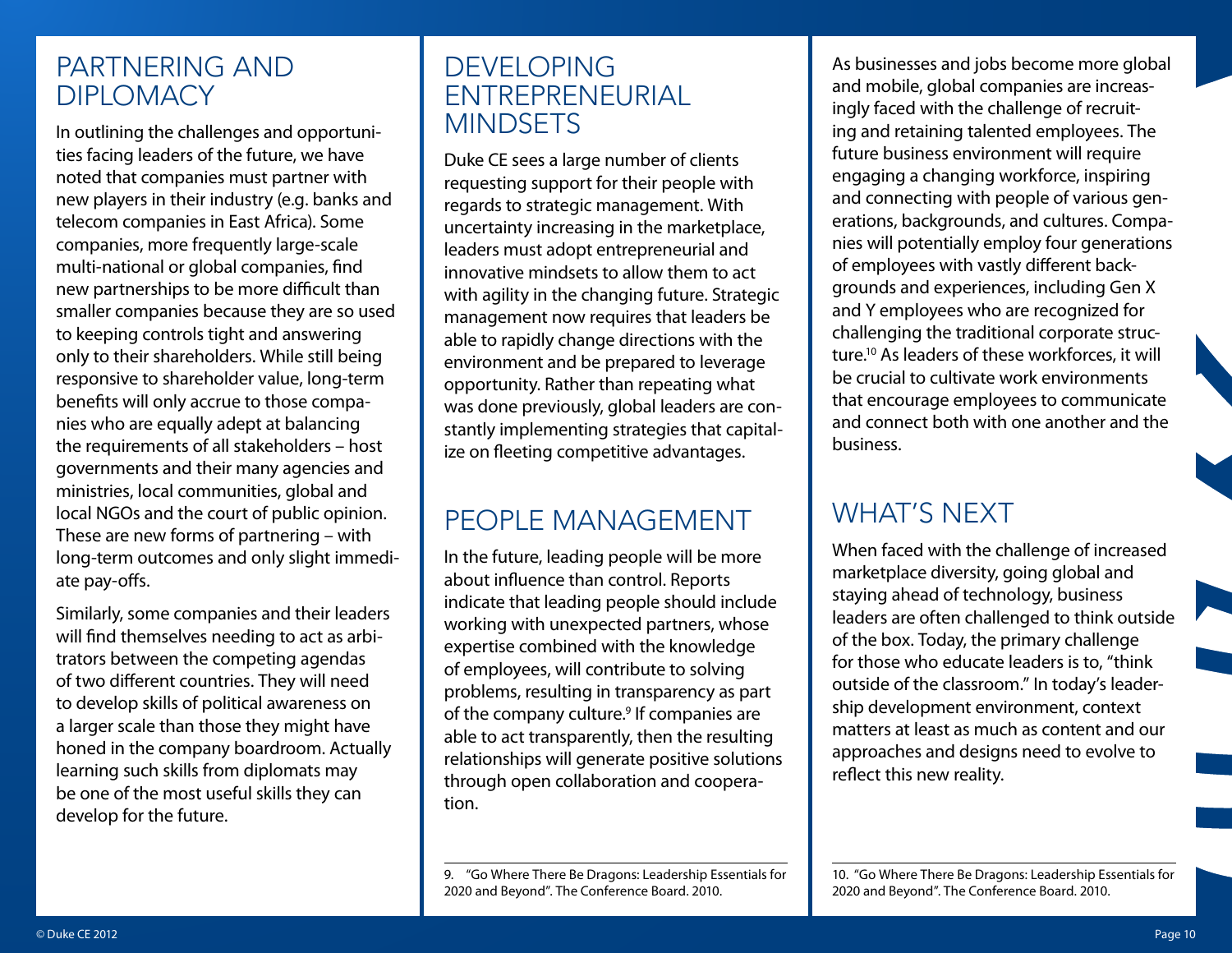## PARTNERING AND DIPLOMACY

In outlining the challenges and opportunities facing leaders of the future, we have noted that companies must partner with new players in their industry (e.g. banks and telecom companies in East Africa). Some companies, more frequently large-scale multi-national or global companies, find new partnerships to be more difficult than smaller companies because they are so used to keeping controls tight and answering only to their shareholders. While still being responsive to shareholder value, long-term benefits will only accrue to those companies who are equally adept at balancing the requirements of all stakeholders – host governments and their many agencies and ministries, local communities, global and local NGOs and the court of public opinion. These are new forms of partnering – with long-term outcomes and only slight immediate pay-offs.

Similarly, some companies and their leaders will find themselves needing to act as arbitrators between the competing agendas of two different countries. They will need to develop skills of political awareness on a larger scale than those they might have honed in the company boardroom. Actually learning such skills from diplomats may be one of the most useful skills they can develop for the future.

## DEVELOPING ENTREPRENEURIAL MINDSETS

Duke CE sees a large number of clients requesting support for their people with regards to strategic management. With uncertainty increasing in the marketplace, leaders must adopt entrepreneurial and innovative mindsets to allow them to act with agility in the changing future. Strategic management now requires that leaders be able to rapidly change directions with the environment and be prepared to leverage opportunity. Rather than repeating what was done previously, global leaders are constantly implementing strategies that capitalize on fleeting competitive advantages.

## PEOPLE MANAGEMENT

In the future, leading people will be more about influence than control. Reports indicate that leading people should include working with unexpected partners, whose expertise combined with the knowledge of employees, will contribute to solving problems, resulting in transparency as part of the company culture.[9] If companies are able to act transparently, then the resulting relationships will generate positive solutions through open collaboration and cooperation.

As businesses and jobs become more global and mobile, global companies are increasingly faced with the challenge of recruiting and retaining talented employees. The future business environment will require engaging a changing workforce, inspiring and connecting with people of various generations, backgrounds, and cultures. Companies will potentially employ four generations of employees with vastly different backgrounds and experiences, including Gen X and Y employees who are recognized for challenging the traditional corporate structure.[10] As leaders of these workforces, it will be crucial to cultivate work environments that encourage employees to communicate and connect both with one another and the business.

## WHAT'S NEXT

When faced with the challenge of increased marketplace diversity, going global and staying ahead of technology, business leaders are often challenged to think outside of the box. Today, the primary challenge for those who educate leaders is to, "think outside of the classroom." In today's leadership development environment, context matters at least as much as content and our approaches and designs need to evolve to reflect this new reality.

---

9. "Go Where There Be Dragons: Leadership Essentials for 2020 and Beyond". The Conference Board. 2010.

10. "Go Where There Be Dragons: Leadership Essentials for 2020 and Beyond". The Conference Board. 2010.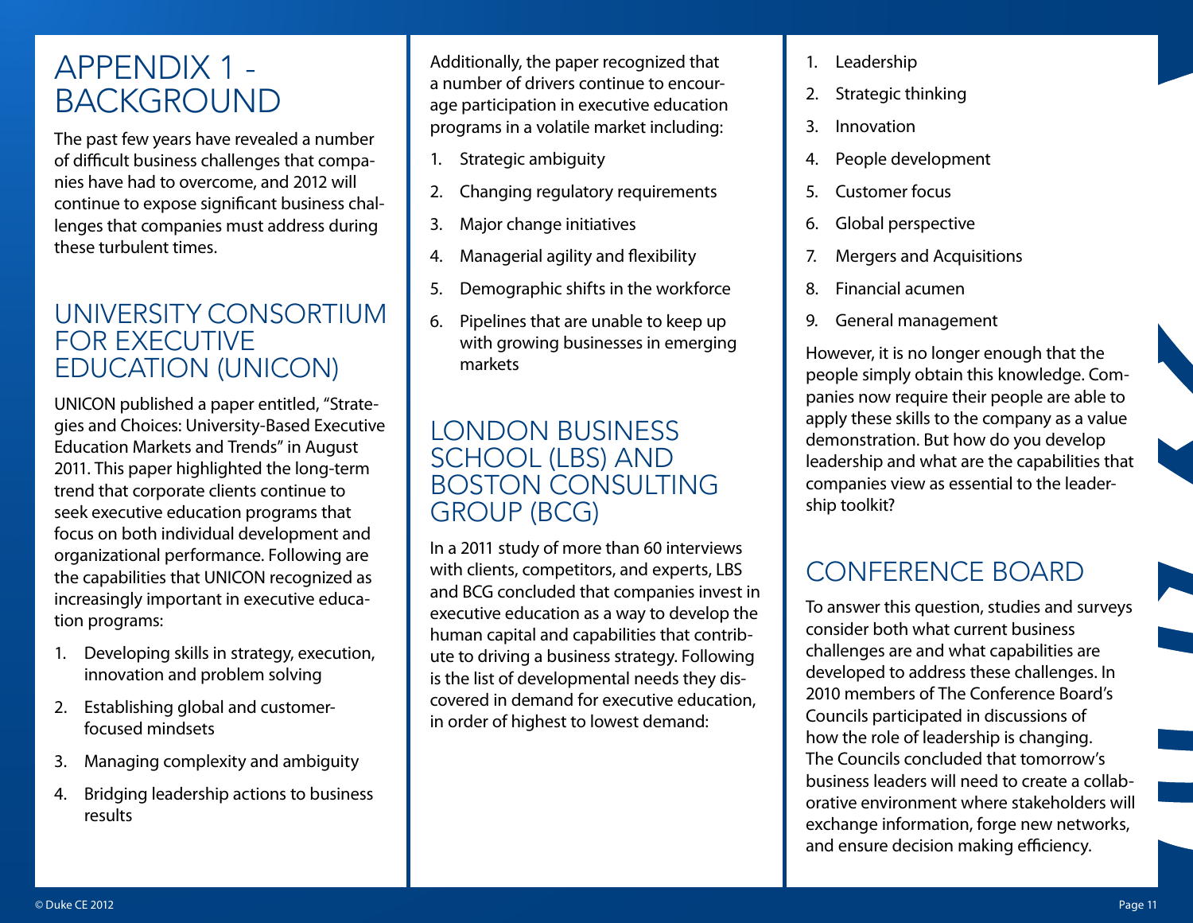# APPENDIX 1 - BACKGROUND

The past few years have revealed a number of difficult business challenges that companies have had to overcome, and 2012 will continue to expose significant business challenges that companies must address during these turbulent times.

## UNIVERSITY CONSORTIUM FOR EXECUTIVE EDUCATION (UNICON)

UNICON published a paper entitled, "Strategies and Choices: University-Based Executive Education Markets and Trends" in August 2011. This paper highlighted the long-term trend that corporate clients continue to seek executive education programs that focus on both individual development and organizational performance. Following are the capabilities that UNICON recognized as increasingly important in executive education programs:

1. Developing skills in strategy, execution, innovation and problem solving
2. Establishing global and customer-focused mindsets
3. Managing complexity and ambiguity
4. Bridging leadership actions to business results

Additionally, the paper recognized that a number of drivers continue to encourage participation in executive education programs in a volatile market including:

1. Strategic ambiguity
2. Changing regulatory requirements
3. Major change initiatives
4. Managerial agility and flexibility
5. Demographic shifts in the workforce
6. Pipelines that are unable to keep up with growing businesses in emerging markets

## LONDON BUSINESS SCHOOL (LBS) AND BOSTON CONSULTING GROUP (BCG)

In a 2011 study of more than 60 interviews with clients, competitors, and experts, LBS and BCG concluded that companies invest in executive education as a way to develop the human capital and capabilities that contribute to driving a business strategy. Following is the list of developmental needs they discovered in demand for executive education, in order of highest to lowest demand:

1. Leadership
2. Strategic thinking
3. Innovation
4. People development
5. Customer focus
6. Global perspective
7. Mergers and Acquisitions
8. Financial acumen
9. General management

However, it is no longer enough that the people simply obtain this knowledge. Companies now require their people are able to apply these skills to the company as a value demonstration. But how do you develop leadership and what are the capabilities that companies view as essential to the leadership toolkit?

## CONFERENCE BOARD

To answer this question, studies and surveys consider both what current business challenges are and what capabilities are developed to address these challenges. In 2010 members of The Conference Board's Councils participated in discussions of how the role of leadership is changing. The Councils concluded that tomorrow's business leaders will need to create a collaborative environment where stakeholders will exchange information, forge new networks, and ensure decision making efficiency.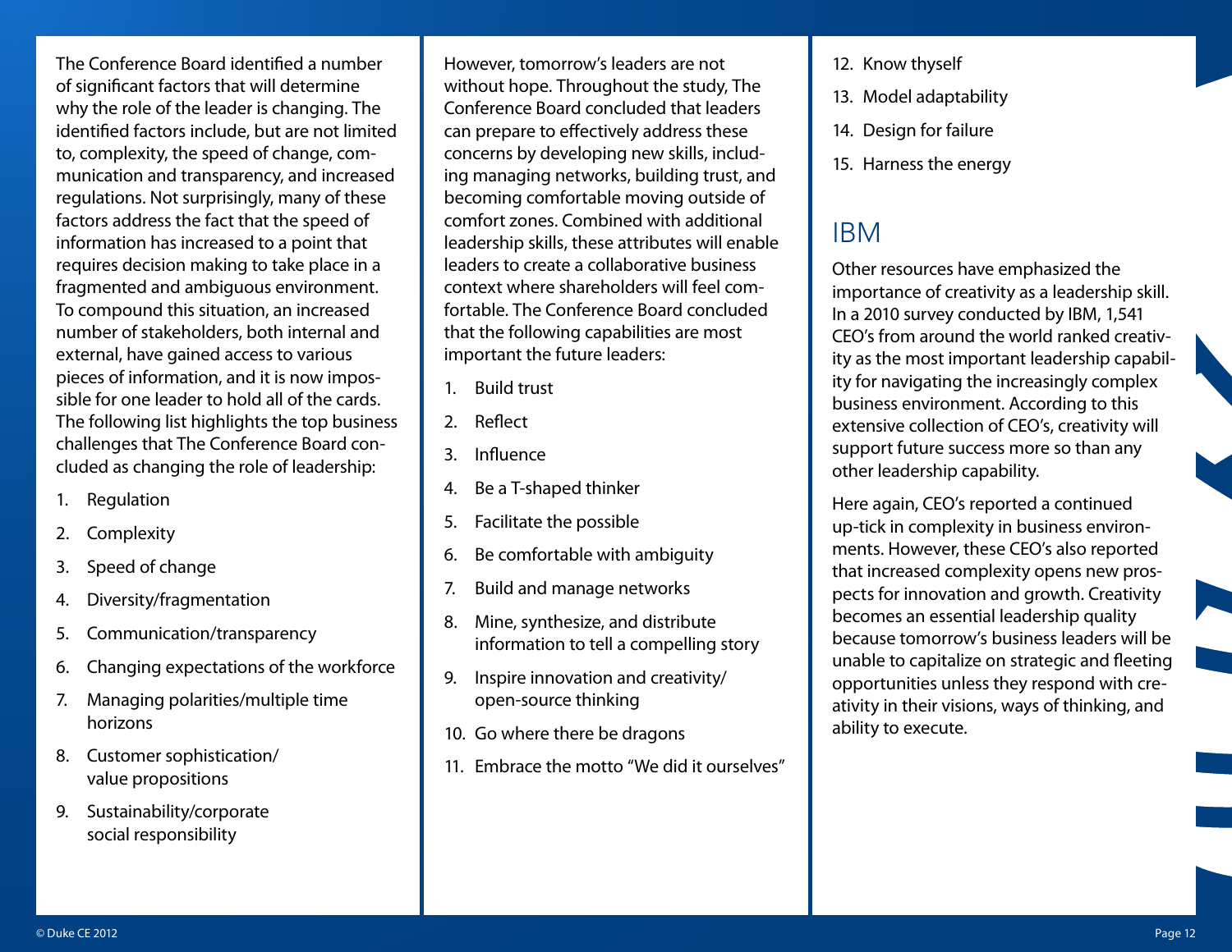The Conference Board identified a number of significant factors that will determine why the role of the leader is changing. The identified factors include, but are not limited to, complexity, the speed of change, communication and transparency, and increased regulations. Not surprisingly, many of these factors address the fact that the speed of information has increased to a point that requires decision making to take place in a fragmented and ambiguous environment. To compound this situation, an increased number of stakeholders, both internal and external, have gained access to various pieces of information, and it is now impossible for one leader to hold all of the cards. The following list highlights the top business challenges that The Conference Board concluded as changing the role of leadership:

1. Regulation
2. Complexity
3. Speed of change
4. Diversity/fragmentation
5. Communication/transparency
6. Changing expectations of the workforce
7. Managing polarities/multiple time horizons
8. Customer sophistication/value propositions
9. Sustainability/corporate social responsibility

However, tomorrow's leaders are not without hope. Throughout the study, The Conference Board concluded that leaders can prepare to effectively address these concerns by developing new skills, including managing networks, building trust, and becoming comfortable moving outside of comfort zones. Combined with additional leadership skills, these attributes will enable leaders to create a collaborative business context where shareholders will feel comfortable. The Conference Board concluded that the following capabilities are most important the future leaders:

1. Build trust
2. Reflect
3. Influence
4. Be a T-shaped thinker
5. Facilitate the possible
6. Be comfortable with ambiguity
7. Build and manage networks
8. Mine, synthesize, and distribute information to tell a compelling story
9. Inspire innovation and creativity/open-source thinking
10. Go where there be dragons
11. Embrace the motto "We did it ourselves"
12. Know thyself
13. Model adaptability
14. Design for failure
15. Harness the energy

## IBM

Other resources have emphasized the importance of creativity as a leadership skill. In a 2010 survey conducted by IBM, 1,541 CEO's from around the world ranked creativity as the most important leadership capability for navigating the increasingly complex business environment. According to this extensive collection of CEO's, creativity will support future success more so than any other leadership capability.

Here again, CEO's reported a continued up-tick in complexity in business environments. However, these CEO's also reported that increased complexity opens new prospects for innovation and growth. Creativity becomes an essential leadership quality because tomorrow's business leaders will be unable to capitalize on strategic and fleeting opportunities unless they respond with creativity in their visions, ways of thinking, and ability to execute.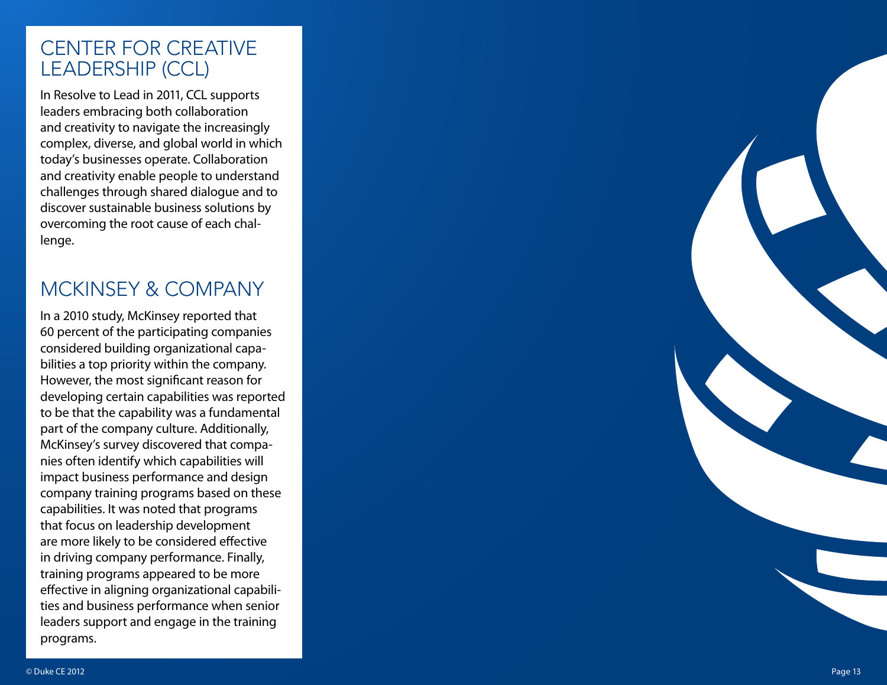## CENTER FOR CREATIVE LEADERSHIP (CCL)

In Resolve to Lead in 2011, CCL supports leaders embracing both collaboration and creativity to navigate the increasingly complex, diverse, and global world in which today's businesses operate. Collaboration and creativity enable people to understand challenges through shared dialogue and to discover sustainable business solutions by overcoming the root cause of each challenge.

## MCKINSEY & COMPANY

In a 2010 study, McKinsey reported that 60 percent of the participating companies considered building organizational capabilities a top priority within the company. However, the most significant reason for developing certain capabilities was reported to be that the capability was a fundamental part of the company culture. Additionally, McKinsey's survey discovered that companies often identify which capabilities will impact business performance and design company training programs based on these capabilities. It was noted that programs that focus on leadership development are more likely to be considered effective in driving company performance. Finally, training programs appeared to be more effective in aligning organizational capabilities and business performance when senior leaders support and engage in the training programs.

© Duke CE 2012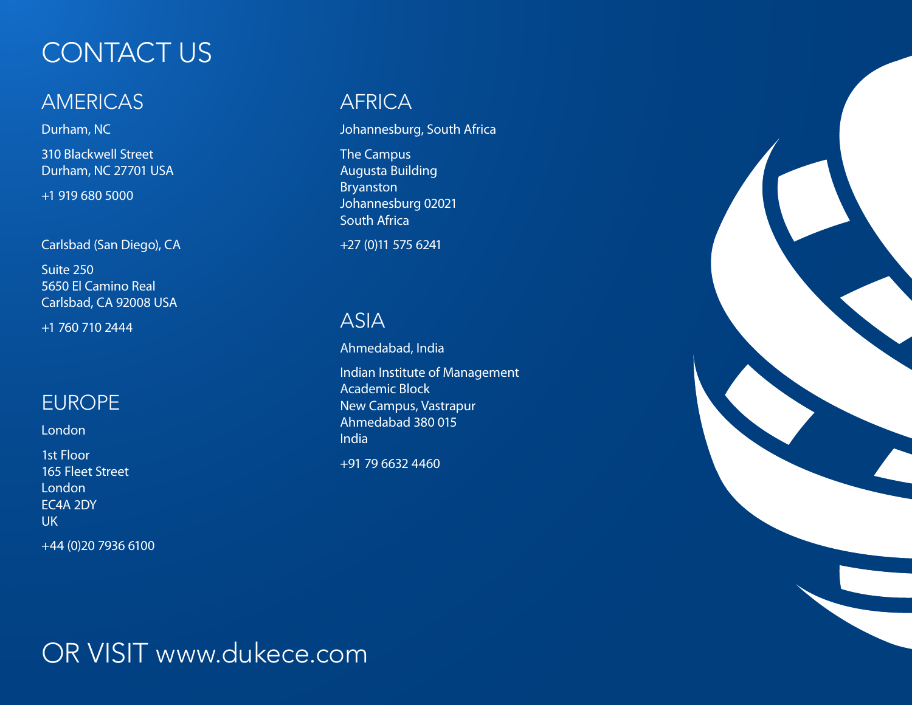# CONTACT US

## AMERICAS

Durham, NC

310 Blackwell Street
Durham, NC 27701 USA

+1 919 680 5000

Carlsbad (San Diego), CA

Suite 250
5650 El Camino Real
Carlsbad, CA 92008 USA

+1 760 710 2444

## EUROPE

London

1st Floor
165 Fleet Street
London
EC4A 2DY
UK

+44 (0)20 7936 6100

## AFRICA

Johannesburg, South Africa

The Campus
Augusta Building
Bryanston
Johannesburg 02021
South Africa

+27 (0)11 575 6241

## ASIA

Ahmedabad, India

Indian Institute of Management
Academic Block
New Campus, Vastrapur
Ahmedabad 380 015
India

+91 79 6632 4460

# OR VISIT www.dukece.com